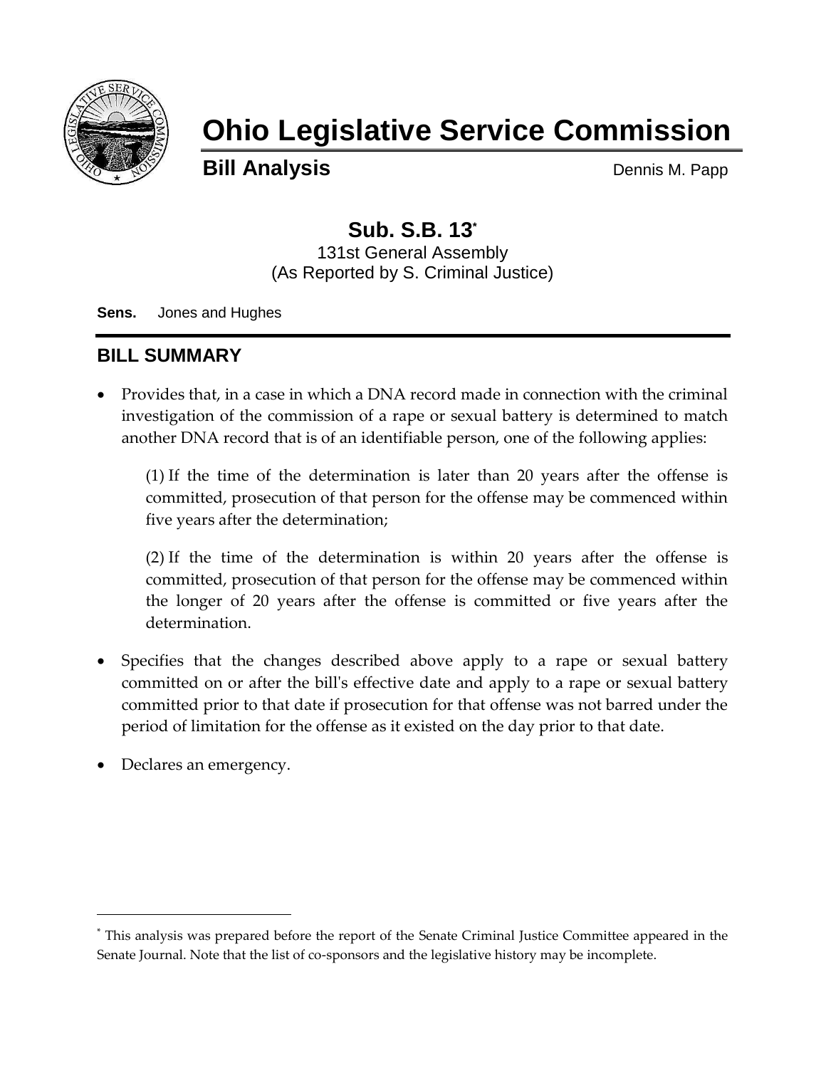# Ohio Legislative Service Commission

**Bill Analysis** Dennis M. Papp

## Sub. S.B. 13*

131st General Assembly
(As Reported by S. Criminal Justice)

**Sens.** Jones and Hughes

## BILL SUMMARY

- Provides that, in a case in which a DNA record made in connection with the criminal investigation of the commission of a rape or sexual battery is determined to match another DNA record that is of an identifiable person, one of the following applies:

  (1) If the time of the determination is later than 20 years after the offense is committed, prosecution of that person for the offense may be commenced within five years after the determination;

  (2) If the time of the determination is within 20 years after the offense is committed, prosecution of that person for the offense may be commenced within the longer of 20 years after the offense is committed or five years after the determination.

- Specifies that the changes described above apply to a rape or sexual battery committed on or after the bill's effective date and apply to a rape or sexual battery committed prior to that date if prosecution for that offense was not barred under the period of limitation for the offense as it existed on the day prior to that date.

- Declares an emergency.

---

* This analysis was prepared before the report of the Senate Criminal Justice Committee appeared in the Senate Journal. Note that the list of co-sponsors and the legislative history may be incomplete.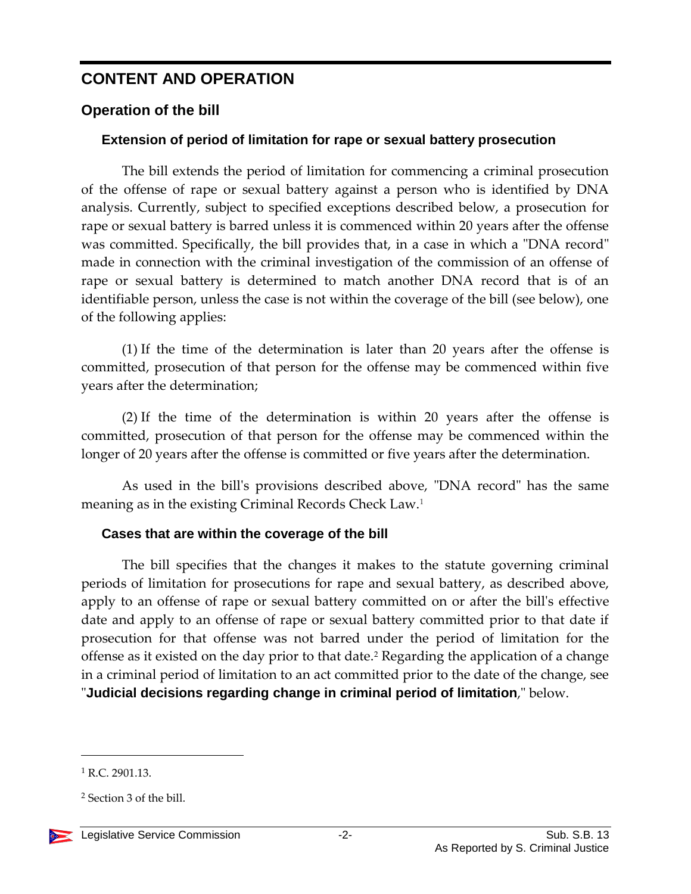# CONTENT AND OPERATION

## Operation of the bill

### Extension of period of limitation for rape or sexual battery prosecution

The bill extends the period of limitation for commencing a criminal prosecution of the offense of rape or sexual battery against a person who is identified by DNA analysis. Currently, subject to specified exceptions described below, a prosecution for rape or sexual battery is barred unless it is commenced within 20 years after the offense was committed. Specifically, the bill provides that, in a case in which a "DNA record" made in connection with the criminal investigation of the commission of an offense of rape or sexual battery is determined to match another DNA record that is of an identifiable person, unless the case is not within the coverage of the bill (see below), one of the following applies:

(1) If the time of the determination is later than 20 years after the offense is committed, prosecution of that person for the offense may be commenced within five years after the determination;

(2) If the time of the determination is within 20 years after the offense is committed, prosecution of that person for the offense may be commenced within the longer of 20 years after the offense is committed or five years after the determination.

As used in the bill's provisions described above, "DNA record" has the same meaning as in the existing Criminal Records Check Law.[1]

### Cases that are within the coverage of the bill

The bill specifies that the changes it makes to the statute governing criminal periods of limitation for prosecutions for rape and sexual battery, as described above, apply to an offense of rape or sexual battery committed on or after the bill's effective date and apply to an offense of rape or sexual battery committed prior to that date if prosecution for that offense was not barred under the period of limitation for the offense as it existed on the day prior to that date.[2] Regarding the application of a change in a criminal period of limitation to an act committed prior to the date of the change, see "**Judicial decisions regarding change in criminal period of limitation**," below.

---

[1] R.C. 2901.13.

[2] Section 3 of the bill.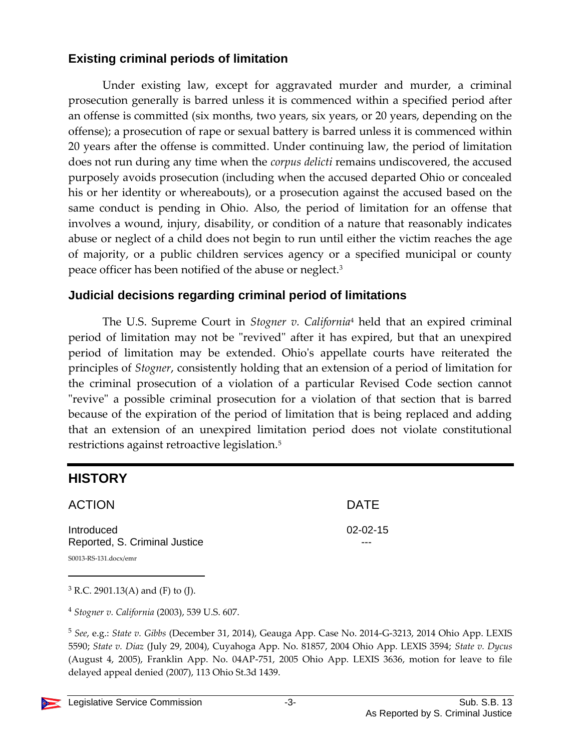### Existing criminal periods of limitation

Under existing law, except for aggravated murder and murder, a criminal prosecution generally is barred unless it is commenced within a specified period after an offense is committed (six months, two years, six years, or 20 years, depending on the offense); a prosecution of rape or sexual battery is barred unless it is commenced within 20 years after the offense is committed. Under continuing law, the period of limitation does not run during any time when the *corpus delicti* remains undiscovered, the accused purposely avoids prosecution (including when the accused departed Ohio or concealed his or her identity or whereabouts), or a prosecution against the accused based on the same conduct is pending in Ohio. Also, the period of limitation for an offense that involves a wound, injury, disability, or condition of a nature that reasonably indicates abuse or neglect of a child does not begin to run until either the victim reaches the age of majority, or a public children services agency or a specified municipal or county peace officer has been notified of the abuse or neglect.[3]

### Judicial decisions regarding criminal period of limitations

The U.S. Supreme Court in *Stogner v. California*[4] held that an expired criminal period of limitation may not be "revived" after it has expired, but that an unexpired period of limitation may be extended. Ohio's appellate courts have reiterated the principles of *Stogner*, consistently holding that an extension of a period of limitation for the criminal prosecution of a violation of a particular Revised Code section cannot "revive" a possible criminal prosecution for a violation of that section that is barred because of the expiration of the period of limitation that is being replaced and adding that an extension of an unexpired limitation period does not violate constitutional restrictions against retroactive legislation.[5]

## HISTORY

| ACTION | DATE |
|---|---|
| Introduced | 02-02-15 |
| Reported, S. Criminal Justice | --- |

S0013-RS-131.docx/emr

---

[3] R.C. 2901.13(A) and (F) to (J).

[4] *Stogner v. California* (2003), 539 U.S. 607.

[5] *See*, e.g.: *State v. Gibbs* (December 31, 2014), Geauga App. Case No. 2014-G-3213, 2014 Ohio App. LEXIS 5590; *State v. Diaz* (July 29, 2004), Cuyahoga App. No. 81857, 2004 Ohio App. LEXIS 3594; *State v. Dycus* (August 4, 2005), Franklin App. No. 04AP-751, 2005 Ohio App. LEXIS 3636, motion for leave to file delayed appeal denied (2007), 113 Ohio St.3d 1439.